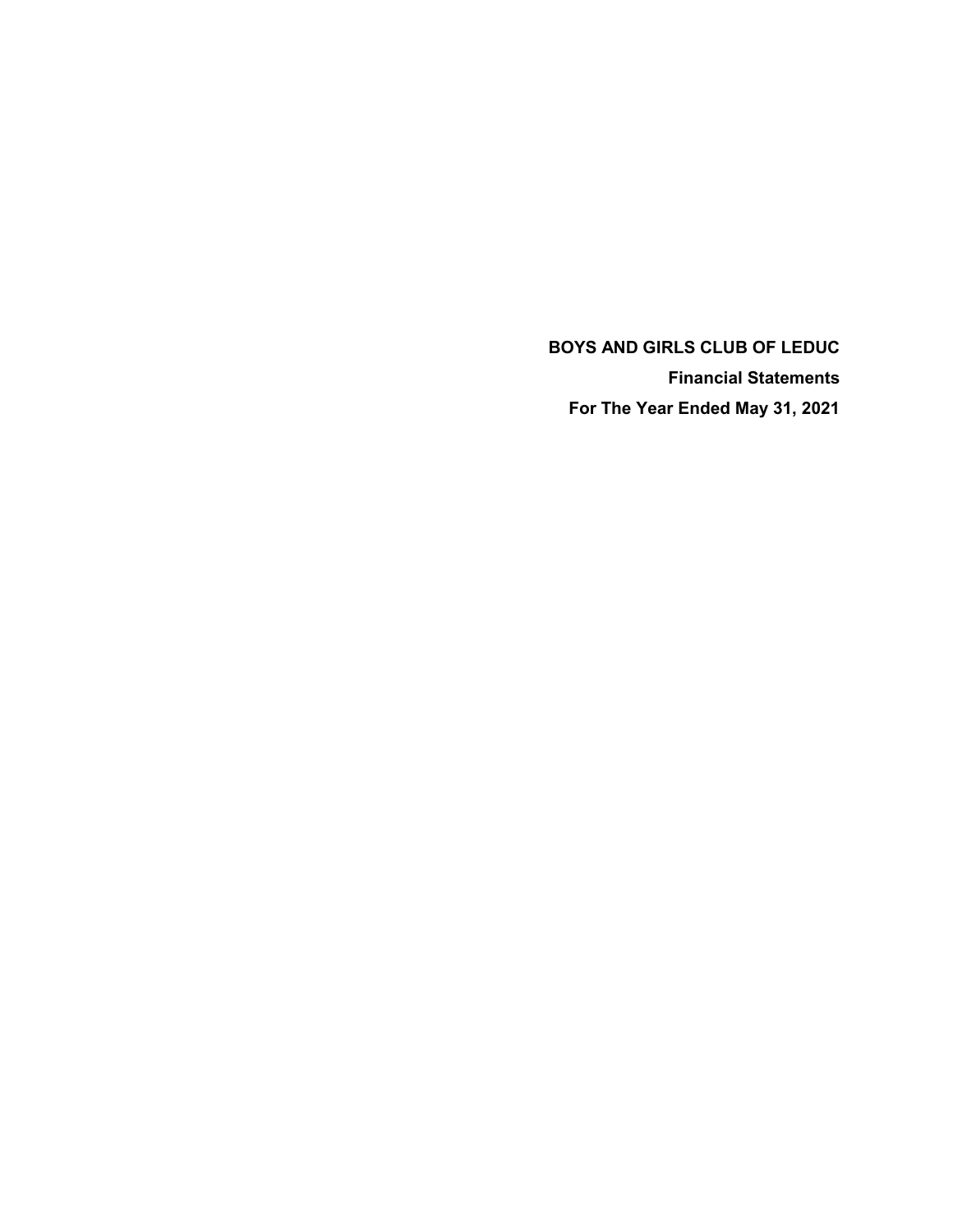# BOYS AND GIRLS CLUB OF LEDUC

## Financial Statements

## For The Year Ended May 31, 2021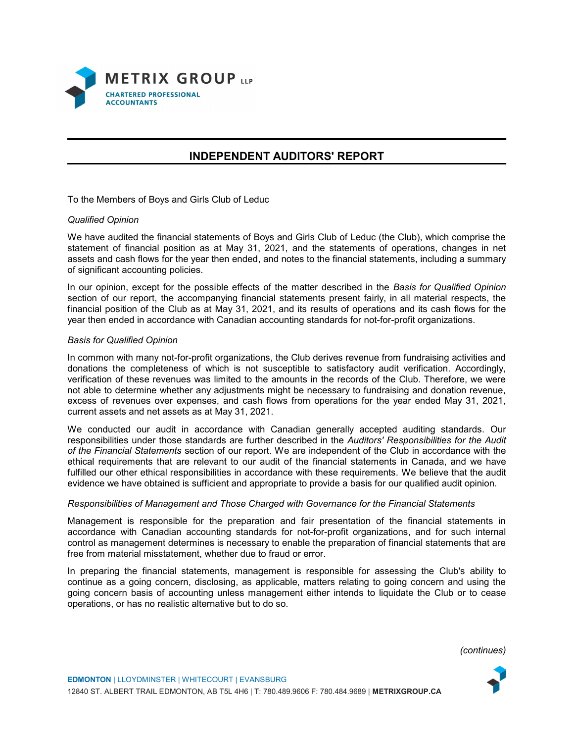METRIX GROUP LLP
CHARTERED PROFESSIONAL ACCOUNTANTS

## INDEPENDENT AUDITORS' REPORT

To the Members of Boys and Girls Club of Leduc

*Qualified Opinion*

We have audited the financial statements of Boys and Girls Club of Leduc (the Club), which comprise the statement of financial position as at May 31, 2021, and the statements of operations, changes in net assets and cash flows for the year then ended, and notes to the financial statements, including a summary of significant accounting policies.

In our opinion, except for the possible effects of the matter described in the *Basis for Qualified Opinion* section of our report, the accompanying financial statements present fairly, in all material respects, the financial position of the Club as at May 31, 2021, and its results of operations and its cash flows for the year then ended in accordance with Canadian accounting standards for not-for-profit organizations.

*Basis for Qualified Opinion*

In common with many not-for-profit organizations, the Club derives revenue from fundraising activities and donations the completeness of which is not susceptible to satisfactory audit verification. Accordingly, verification of these revenues was limited to the amounts in the records of the Club. Therefore, we were not able to determine whether any adjustments might be necessary to fundraising and donation revenue, excess of revenues over expenses, and cash flows from operations for the year ended May 31, 2021, current assets and net assets as at May 31, 2021.

We conducted our audit in accordance with Canadian generally accepted auditing standards. Our responsibilities under those standards are further described in the *Auditors' Responsibilities for the Audit of the Financial Statements* section of our report. We are independent of the Club in accordance with the ethical requirements that are relevant to our audit of the financial statements in Canada, and we have fulfilled our other ethical responsibilities in accordance with these requirements. We believe that the audit evidence we have obtained is sufficient and appropriate to provide a basis for our qualified audit opinion.

*Responsibilities of Management and Those Charged with Governance for the Financial Statements*

Management is responsible for the preparation and fair presentation of the financial statements in accordance with Canadian accounting standards for not-for-profit organizations, and for such internal control as management determines is necessary to enable the preparation of financial statements that are free from material misstatement, whether due to fraud or error.

In preparing the financial statements, management is responsible for assessing the Club's ability to continue as a going concern, disclosing, as applicable, matters relating to going concern and using the going concern basis of accounting unless management either intends to liquidate the Club or to cease operations, or has no realistic alternative but to do so.

*(continues)*

EDMONTON | LLOYDMINSTER | WHITECOURT | EVANSBURG
12840 ST. ALBERT TRAIL EDMONTON, AB T5L 4H6 | T: 780.489.9606 F: 780.484.9689 | **METRIXGROUP.CA**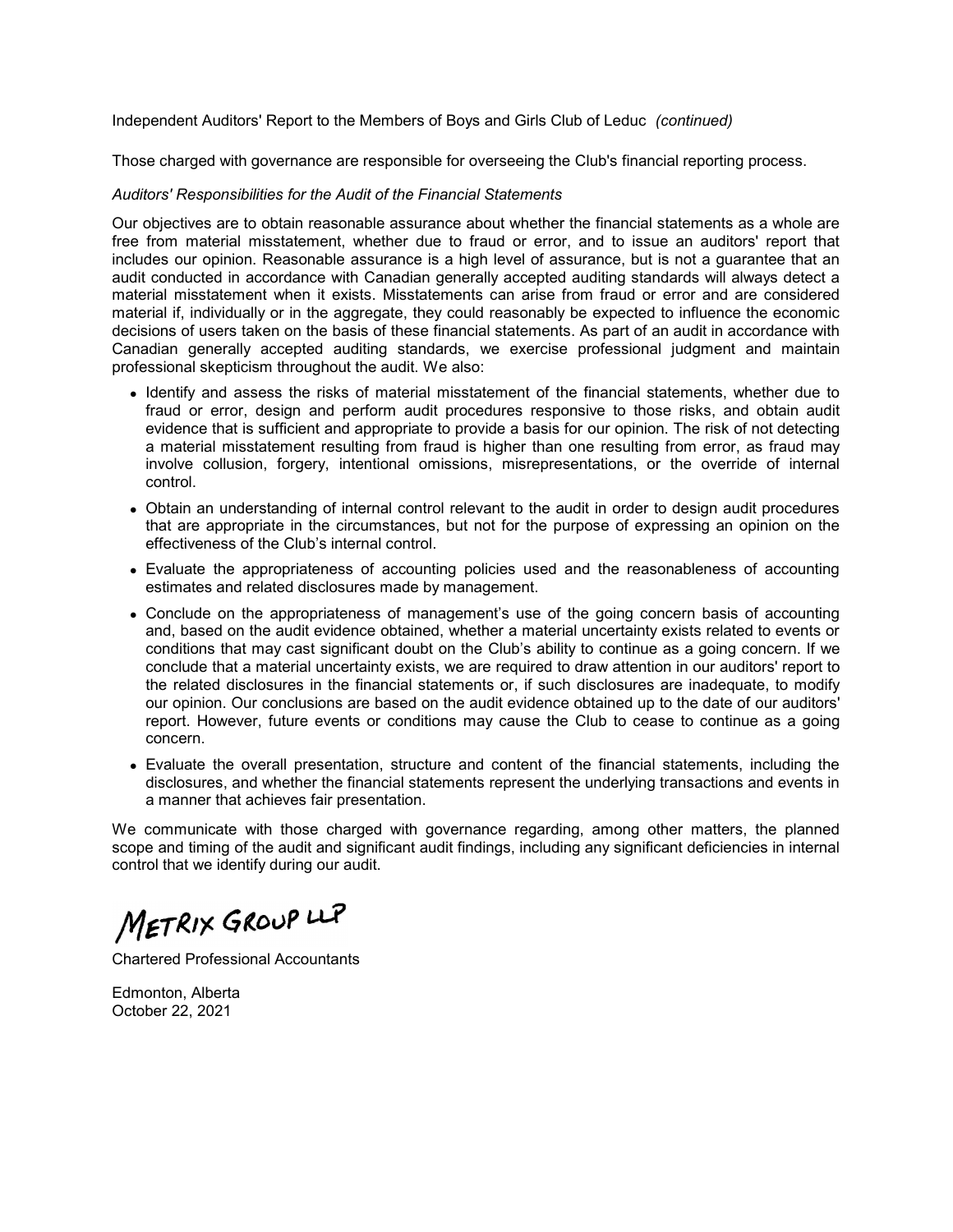Independent Auditors' Report to the Members of Boys and Girls Club of Leduc *(continued)*

Those charged with governance are responsible for overseeing the Club's financial reporting process.

*Auditors' Responsibilities for the Audit of the Financial Statements*

Our objectives are to obtain reasonable assurance about whether the financial statements as a whole are free from material misstatement, whether due to fraud or error, and to issue an auditors' report that includes our opinion. Reasonable assurance is a high level of assurance, but is not a guarantee that an audit conducted in accordance with Canadian generally accepted auditing standards will always detect a material misstatement when it exists. Misstatements can arise from fraud or error and are considered material if, individually or in the aggregate, they could reasonably be expected to influence the economic decisions of users taken on the basis of these financial statements. As part of an audit in accordance with Canadian generally accepted auditing standards, we exercise professional judgment and maintain professional skepticism throughout the audit. We also:

- Identify and assess the risks of material misstatement of the financial statements, whether due to fraud or error, design and perform audit procedures responsive to those risks, and obtain audit evidence that is sufficient and appropriate to provide a basis for our opinion. The risk of not detecting a material misstatement resulting from fraud is higher than one resulting from error, as fraud may involve collusion, forgery, intentional omissions, misrepresentations, or the override of internal control.
- Obtain an understanding of internal control relevant to the audit in order to design audit procedures that are appropriate in the circumstances, but not for the purpose of expressing an opinion on the effectiveness of the Club's internal control.
- Evaluate the appropriateness of accounting policies used and the reasonableness of accounting estimates and related disclosures made by management.
- Conclude on the appropriateness of management's use of the going concern basis of accounting and, based on the audit evidence obtained, whether a material uncertainty exists related to events or conditions that may cast significant doubt on the Club's ability to continue as a going concern. If we conclude that a material uncertainty exists, we are required to draw attention in our auditors' report to the related disclosures in the financial statements or, if such disclosures are inadequate, to modify our opinion. Our conclusions are based on the audit evidence obtained up to the date of our auditors' report. However, future events or conditions may cause the Club to cease to continue as a going concern.
- Evaluate the overall presentation, structure and content of the financial statements, including the disclosures, and whether the financial statements represent the underlying transactions and events in a manner that achieves fair presentation.

We communicate with those charged with governance regarding, among other matters, the planned scope and timing of the audit and significant audit findings, including any significant deficiencies in internal control that we identify during our audit.

METRIX GROUP LLP

Chartered Professional Accountants

Edmonton, Alberta
October 22, 2021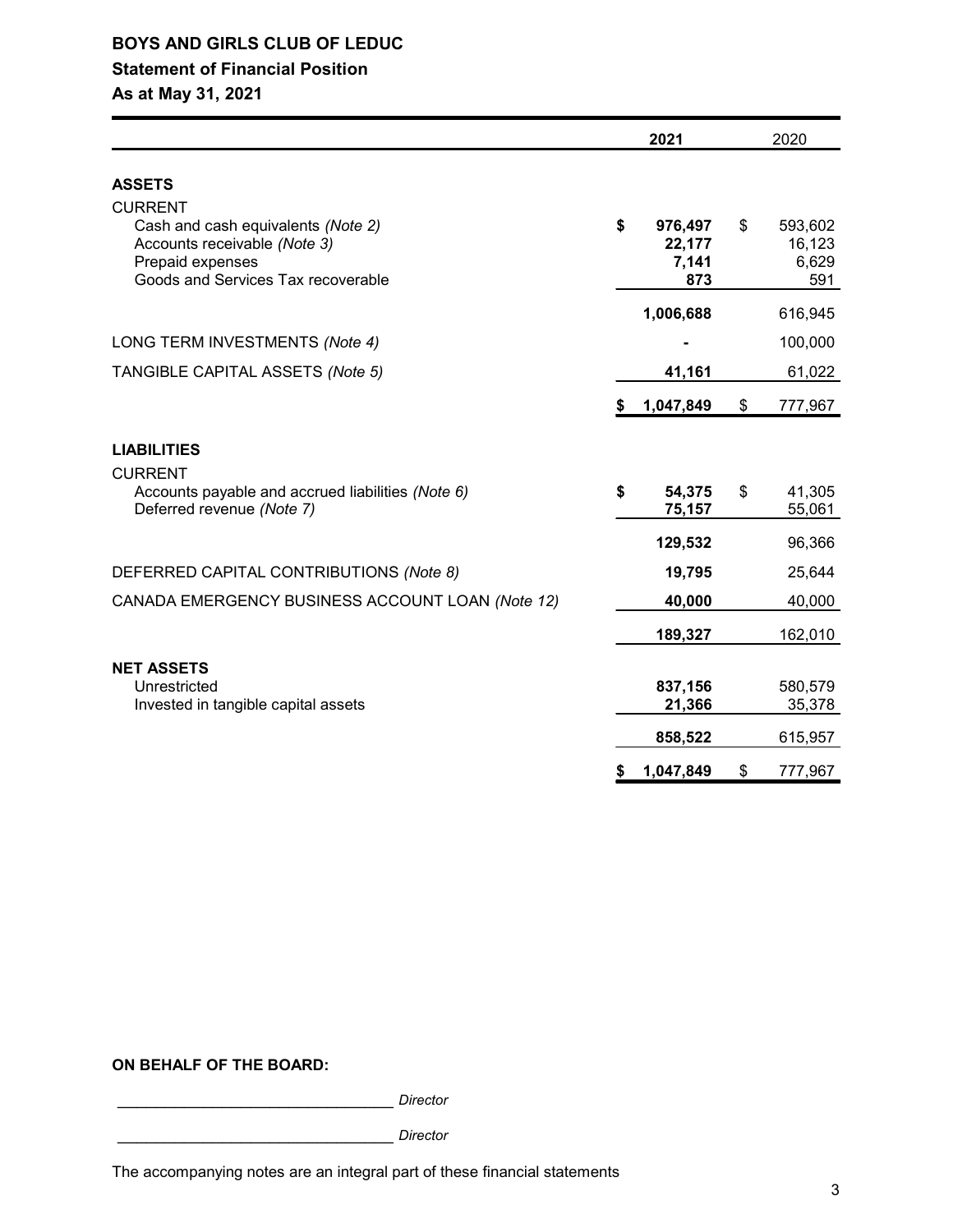# BOYS AND GIRLS CLUB OF LEDUC

## Statement of Financial Position

### As at May 31, 2021

| | 2021 | 2020 |
|---|---|---|
| **ASSETS** | | |
| CURRENT | | |
| Cash and cash equivalents *(Note 2)* | $ 976,497 | $ 593,602 |
| Accounts receivable *(Note 3)* | 22,177 | 16,123 |
| Prepaid expenses | 7,141 | 6,629 |
| Goods and Services Tax recoverable | 873 | 591 |
| | 1,006,688 | 616,945 |
| LONG TERM INVESTMENTS *(Note 4)* | - | 100,000 |
| TANGIBLE CAPITAL ASSETS *(Note 5)* | 41,161 | 61,022 |
| | $ 1,047,849 | $ 777,967 |
| **LIABILITIES** | | |
| CURRENT | | |
| Accounts payable and accrued liabilities *(Note 6)* | $ 54,375 | $ 41,305 |
| Deferred revenue *(Note 7)* | 75,157 | 55,061 |
| | 129,532 | 96,366 |
| DEFERRED CAPITAL CONTRIBUTIONS *(Note 8)* | 19,795 | 25,644 |
| CANADA EMERGENCY BUSINESS ACCOUNT LOAN *(Note 12)* | 40,000 | 40,000 |
| | 189,327 | 162,010 |
| **NET ASSETS** | | |
| Unrestricted | 837,156 | 580,579 |
| Invested in tangible capital assets | 21,366 | 35,378 |
| | 858,522 | 615,957 |
| | $ 1,047,849 | $ 777,967 |

**ON BEHALF OF THE BOARD:**

_________________________________ *Director*

_________________________________ *Director*

The accompanying notes are an integral part of these financial statements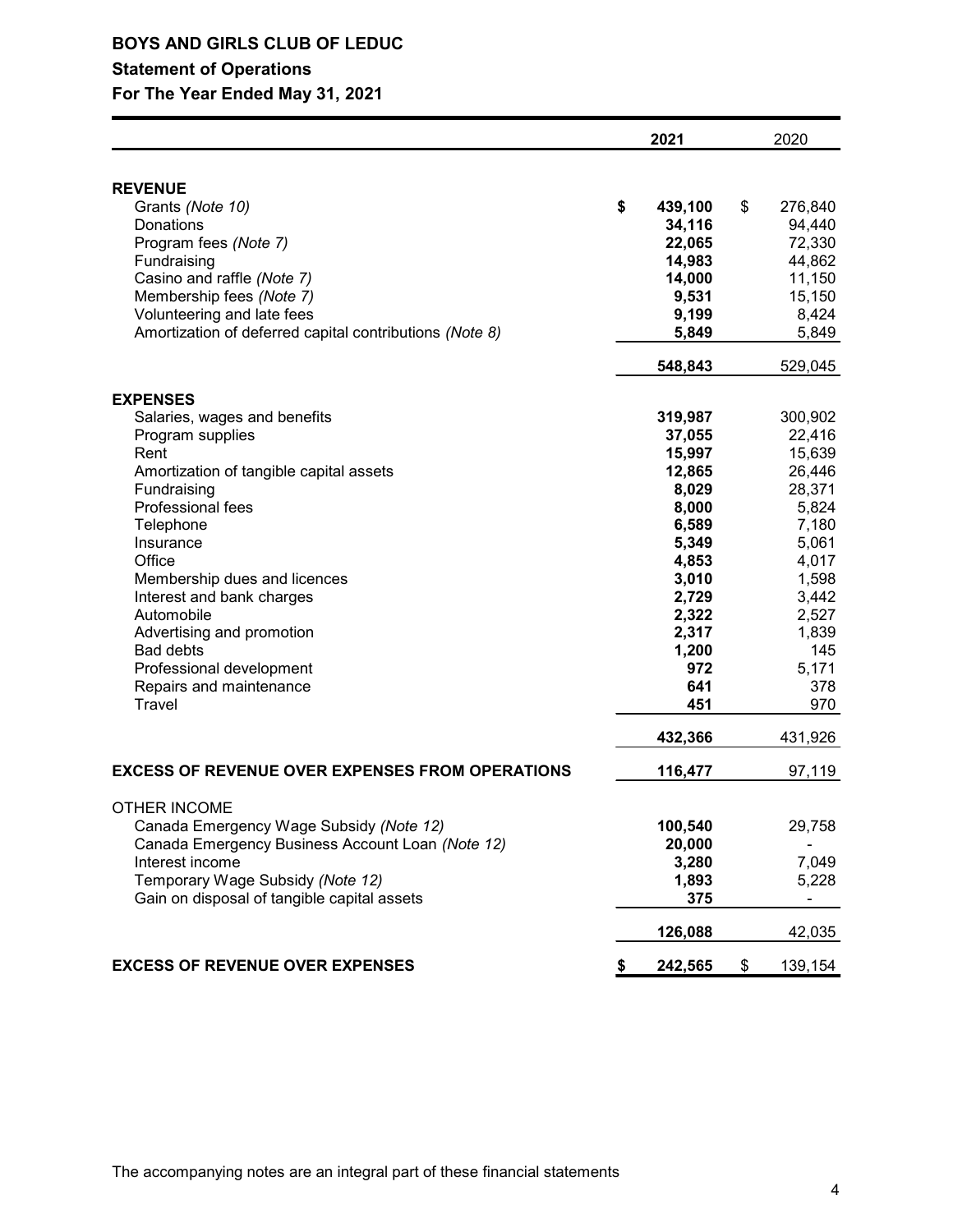# BOYS AND GIRLS CLUB OF LEDUC

## Statement of Operations

### For The Year Ended May 31, 2021

| | 2021 | 2020 |
|---|---|---|
| **REVENUE** | | |
| Grants *(Note 10)* | **$ 439,100** | $ 276,840 |
| Donations | **34,116** | 94,440 |
| Program fees *(Note 7)* | **22,065** | 72,330 |
| Fundraising | **14,983** | 44,862 |
| Casino and raffle *(Note 7)* | **14,000** | 11,150 |
| Membership fees *(Note 7)* | **9,531** | 15,150 |
| Volunteering and late fees | **9,199** | 8,424 |
| Amortization of deferred capital contributions *(Note 8)* | **5,849** | 5,849 |
| | **548,843** | 529,045 |
| **EXPENSES** | | |
| Salaries, wages and benefits | **319,987** | 300,902 |
| Program supplies | **37,055** | 22,416 |
| Rent | **15,997** | 15,639 |
| Amortization of tangible capital assets | **12,865** | 26,446 |
| Fundraising | **8,029** | 28,371 |
| Professional fees | **8,000** | 5,824 |
| Telephone | **6,589** | 7,180 |
| Insurance | **5,349** | 5,061 |
| Office | **4,853** | 4,017 |
| Membership dues and licences | **3,010** | 1,598 |
| Interest and bank charges | **2,729** | 3,442 |
| Automobile | **2,322** | 2,527 |
| Advertising and promotion | **2,317** | 1,839 |
| Bad debts | **1,200** | 145 |
| Professional development | **972** | 5,171 |
| Repairs and maintenance | **641** | 378 |
| Travel | **451** | 970 |
| | **432,366** | 431,926 |
| **EXCESS OF REVENUE OVER EXPENSES FROM OPERATIONS** | **116,477** | 97,119 |
| OTHER INCOME | | |
| Canada Emergency Wage Subsidy *(Note 12)* | **100,540** | 29,758 |
| Canada Emergency Business Account Loan *(Note 12)* | **20,000** | - |
| Interest income | **3,280** | 7,049 |
| Temporary Wage Subsidy *(Note 12)* | **1,893** | 5,228 |
| Gain on disposal of tangible capital assets | **375** | - |
| | **126,088** | 42,035 |
| **EXCESS OF REVENUE OVER EXPENSES** | **$ 242,565** | $ 139,154 |

The accompanying notes are an integral part of these financial statements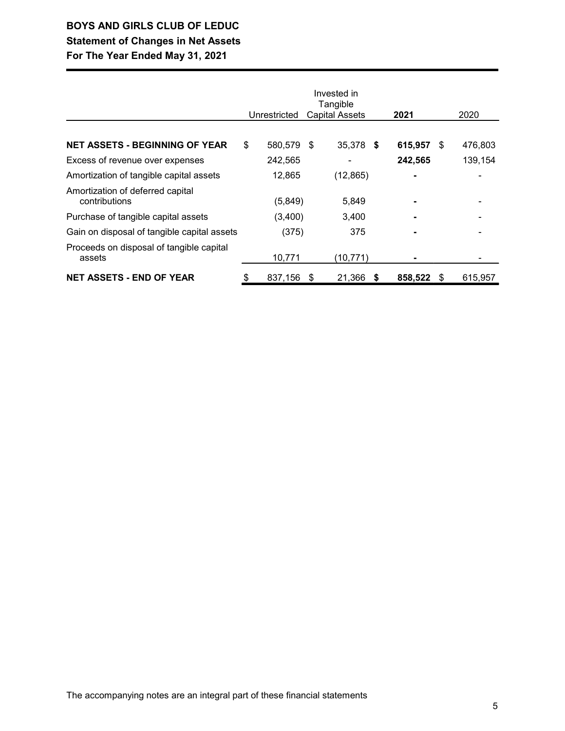# BOYS AND GIRLS CLUB OF LEDUC
## Statement of Changes in Net Assets
## For The Year Ended May 31, 2021

| | Unrestricted | Invested in Tangible Capital Assets | 2021 | 2020 |
|---|---|---|---|---|
| **NET ASSETS - BEGINNING OF YEAR** | $ 580,579 | $ 35,378 | **$ 615,957** | $ 476,803 |
| Excess of revenue over expenses | 242,565 | - | **242,565** | 139,154 |
| Amortization of tangible capital assets | 12,865 | (12,865) | **-** | - |
| Amortization of deferred capital contributions | (5,849) | 5,849 | **-** | - |
| Purchase of tangible capital assets | (3,400) | 3,400 | **-** | - |
| Gain on disposal of tangible capital assets | (375) | 375 | **-** | - |
| Proceeds on disposal of tangible capital assets | 10,771 | (10,771) | **-** | - |
| **NET ASSETS - END OF YEAR** | $ 837,156 | $ 21,366 | **$ 858,522** | $ 615,957 |

The accompanying notes are an integral part of these financial statements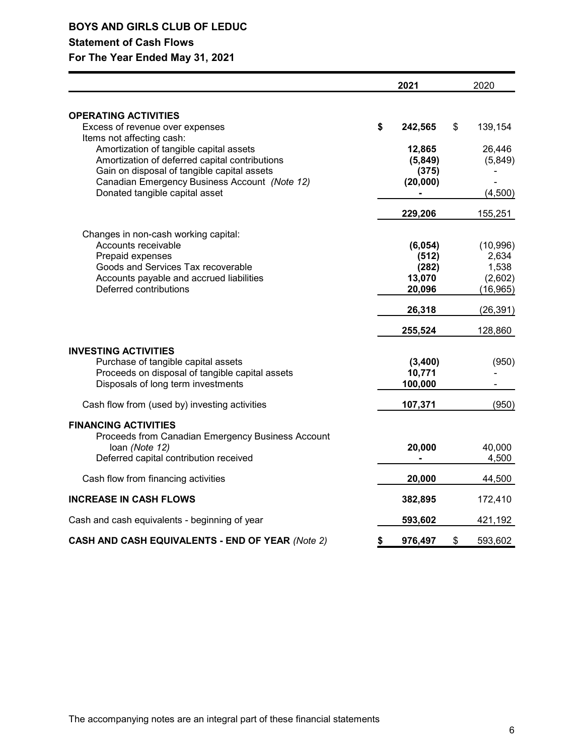# BOYS AND GIRLS CLUB OF LEDUC

## Statement of Cash Flows

### For The Year Ended May 31, 2021

| | 2021 | 2020 |
|---|---|---|
| **OPERATING ACTIVITIES** | | |
| Excess of revenue over expenses | $ 242,565 | $ 139,154 |
| Items not affecting cash: | | |
| Amortization of tangible capital assets | 12,865 | 26,446 |
| Amortization of deferred capital contributions | (5,849) | (5,849) |
| Gain on disposal of tangible capital assets | (375) | - |
| Canadian Emergency Business Account *(Note 12)* | (20,000) | - |
| Donated tangible capital asset | - | (4,500) |
| | 229,206 | 155,251 |
| Changes in non-cash working capital: | | |
| Accounts receivable | (6,054) | (10,996) |
| Prepaid expenses | (512) | 2,634 |
| Goods and Services Tax recoverable | (282) | 1,538 |
| Accounts payable and accrued liabilities | 13,070 | (2,602) |
| Deferred contributions | 20,096 | (16,965) |
| | 26,318 | (26,391) |
| | 255,524 | 128,860 |
| **INVESTING ACTIVITIES** | | |
| Purchase of tangible capital assets | (3,400) | (950) |
| Proceeds on disposal of tangible capital assets | 10,771 | - |
| Disposals of long term investments | 100,000 | - |
| Cash flow from (used by) investing activities | 107,371 | (950) |
| **FINANCING ACTIVITIES** | | |
| Proceeds from Canadian Emergency Business Account loan *(Note 12)* | 20,000 | 40,000 |
| Deferred capital contribution received | - | 4,500 |
| Cash flow from financing activities | 20,000 | 44,500 |
| **INCREASE IN CASH FLOWS** | 382,895 | 172,410 |
| Cash and cash equivalents - beginning of year | 593,602 | 421,192 |
| **CASH AND CASH EQUIVALENTS - END OF YEAR** *(Note 2)* | $ 976,497 | $ 593,602 |

The accompanying notes are an integral part of these financial statements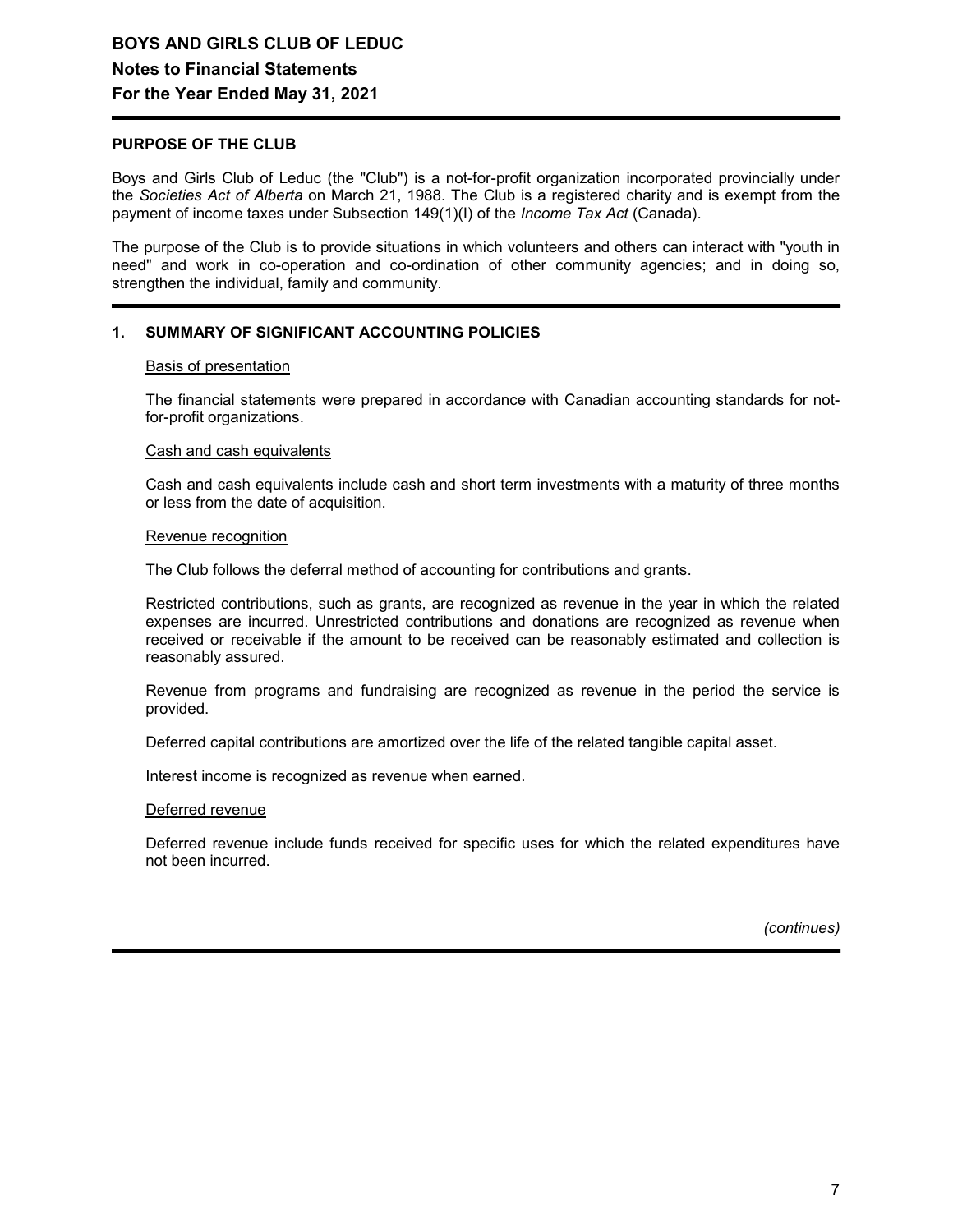# BOYS AND GIRLS CLUB OF LEDUC
## Notes to Financial Statements
## For the Year Ended May 31, 2021

### PURPOSE OF THE CLUB

Boys and Girls Club of Leduc (the "Club") is a not-for-profit organization incorporated provincially under the *Societies Act of Alberta* on March 21, 1988. The Club is a registered charity and is exempt from the payment of income taxes under Subsection 149(1)(I) of the *Income Tax Act* (Canada).

The purpose of the Club is to provide situations in which volunteers and others can interact with "youth in need" and work in co-operation and co-ordination of other community agencies; and in doing so, strengthen the individual, family and community.

### 1. SUMMARY OF SIGNIFICANT ACCOUNTING POLICIES

Basis of presentation

The financial statements were prepared in accordance with Canadian accounting standards for not-for-profit organizations.

Cash and cash equivalents

Cash and cash equivalents include cash and short term investments with a maturity of three months or less from the date of acquisition.

Revenue recognition

The Club follows the deferral method of accounting for contributions and grants.

Restricted contributions, such as grants, are recognized as revenue in the year in which the related expenses are incurred. Unrestricted contributions and donations are recognized as revenue when received or receivable if the amount to be received can be reasonably estimated and collection is reasonably assured.

Revenue from programs and fundraising are recognized as revenue in the period the service is provided.

Deferred capital contributions are amortized over the life of the related tangible capital asset.

Interest income is recognized as revenue when earned.

Deferred revenue

Deferred revenue include funds received for specific uses for which the related expenditures have not been incurred.

*(continues)*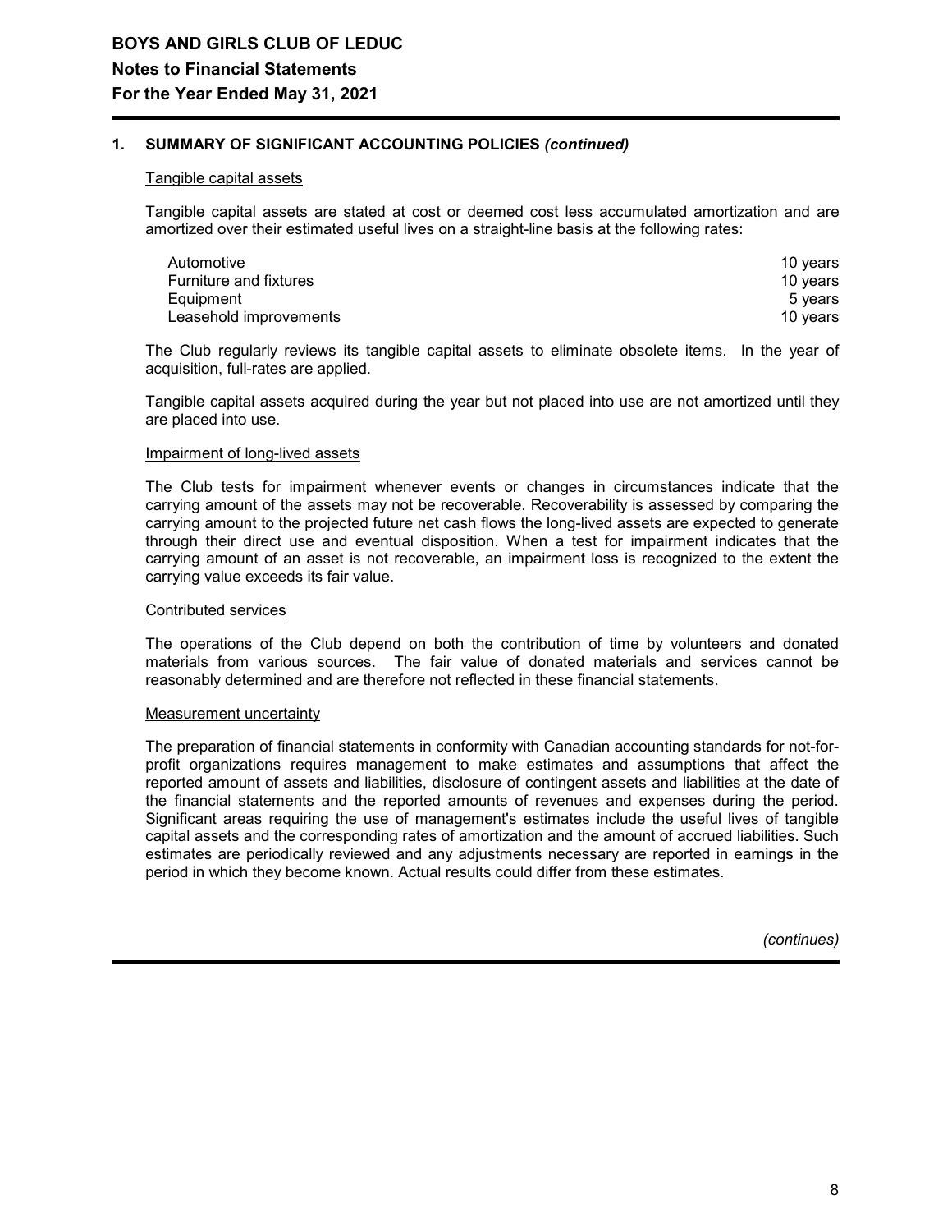# BOYS AND GIRLS CLUB OF LEDUC

## Notes to Financial Statements

## For the Year Ended May 31, 2021

### 1. SUMMARY OF SIGNIFICANT ACCOUNTING POLICIES *(continued)*

Tangible capital assets

Tangible capital assets are stated at cost or deemed cost less accumulated amortization and are amortized over their estimated useful lives on a straight-line basis at the following rates:

| | |
|---|---|
| Automotive | 10 years |
| Furniture and fixtures | 10 years |
| Equipment | 5 years |
| Leasehold improvements | 10 years |

The Club regularly reviews its tangible capital assets to eliminate obsolete items. In the year of acquisition, full-rates are applied.

Tangible capital assets acquired during the year but not placed into use are not amortized until they are placed into use.

Impairment of long-lived assets

The Club tests for impairment whenever events or changes in circumstances indicate that the carrying amount of the assets may not be recoverable. Recoverability is assessed by comparing the carrying amount to the projected future net cash flows the long-lived assets are expected to generate through their direct use and eventual disposition. When a test for impairment indicates that the carrying amount of an asset is not recoverable, an impairment loss is recognized to the extent the carrying value exceeds its fair value.

Contributed services

The operations of the Club depend on both the contribution of time by volunteers and donated materials from various sources. The fair value of donated materials and services cannot be reasonably determined and are therefore not reflected in these financial statements.

Measurement uncertainty

The preparation of financial statements in conformity with Canadian accounting standards for not-for-profit organizations requires management to make estimates and assumptions that affect the reported amount of assets and liabilities, disclosure of contingent assets and liabilities at the date of the financial statements and the reported amounts of revenues and expenses during the period. Significant areas requiring the use of management's estimates include the useful lives of tangible capital assets and the corresponding rates of amortization and the amount of accrued liabilities. Such estimates are periodically reviewed and any adjustments necessary are reported in earnings in the period in which they become known. Actual results could differ from these estimates.

*(continues)*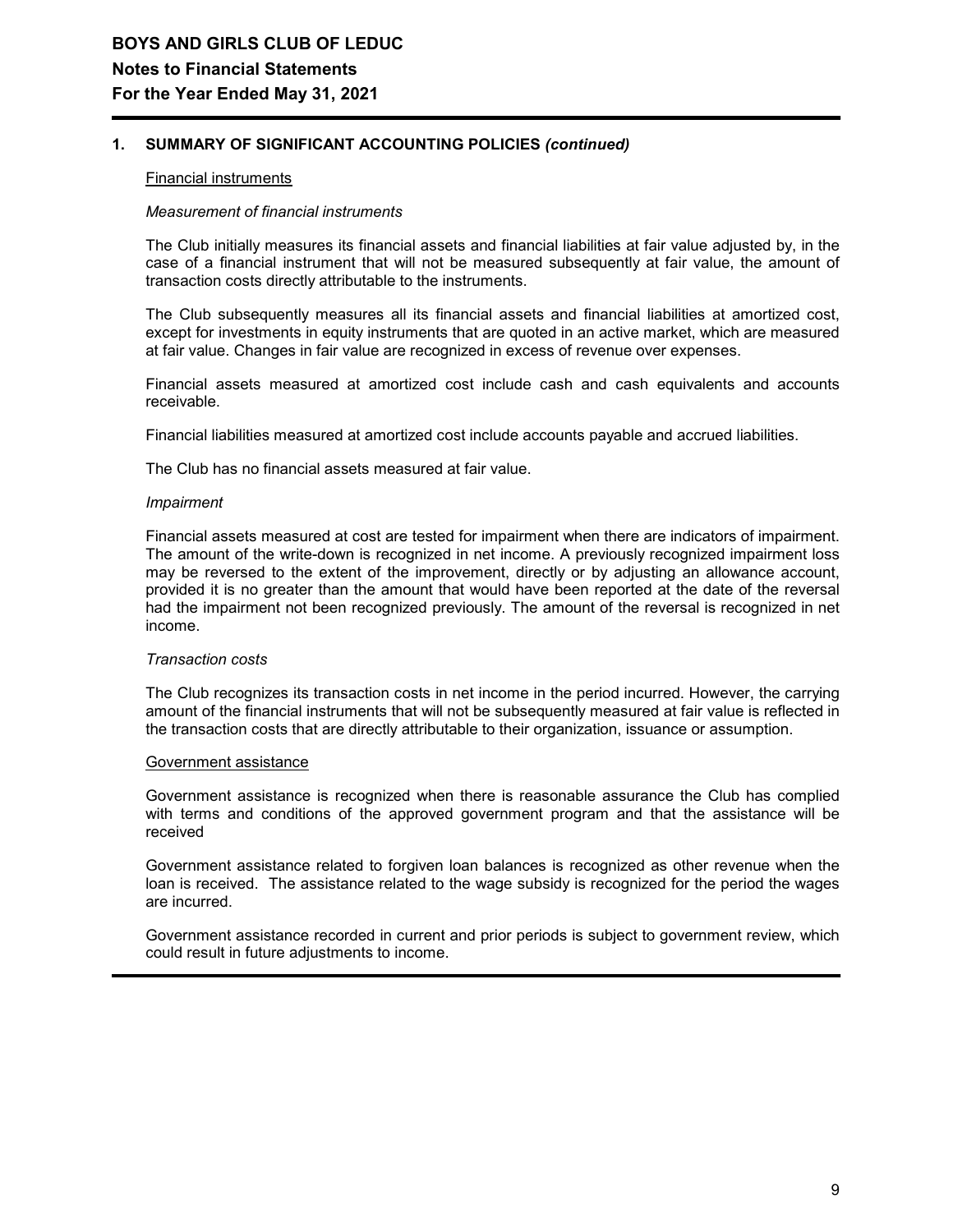# BOYS AND GIRLS CLUB OF LEDUC

## Notes to Financial Statements

## For the Year Ended May 31, 2021

### 1. SUMMARY OF SIGNIFICANT ACCOUNTING POLICIES *(continued)*

Financial instruments

*Measurement of financial instruments*

The Club initially measures its financial assets and financial liabilities at fair value adjusted by, in the case of a financial instrument that will not be measured subsequently at fair value, the amount of transaction costs directly attributable to the instruments.

The Club subsequently measures all its financial assets and financial liabilities at amortized cost, except for investments in equity instruments that are quoted in an active market, which are measured at fair value. Changes in fair value are recognized in excess of revenue over expenses.

Financial assets measured at amortized cost include cash and cash equivalents and accounts receivable.

Financial liabilities measured at amortized cost include accounts payable and accrued liabilities.

The Club has no financial assets measured at fair value.

*Impairment*

Financial assets measured at cost are tested for impairment when there are indicators of impairment. The amount of the write-down is recognized in net income. A previously recognized impairment loss may be reversed to the extent of the improvement, directly or by adjusting an allowance account, provided it is no greater than the amount that would have been reported at the date of the reversal had the impairment not been recognized previously. The amount of the reversal is recognized in net income.

*Transaction costs*

The Club recognizes its transaction costs in net income in the period incurred. However, the carrying amount of the financial instruments that will not be subsequently measured at fair value is reflected in the transaction costs that are directly attributable to their organization, issuance or assumption.

Government assistance

Government assistance is recognized when there is reasonable assurance the Club has complied with terms and conditions of the approved government program and that the assistance will be received

Government assistance related to forgiven loan balances is recognized as other revenue when the loan is received. The assistance related to the wage subsidy is recognized for the period the wages are incurred.

Government assistance recorded in current and prior periods is subject to government review, which could result in future adjustments to income.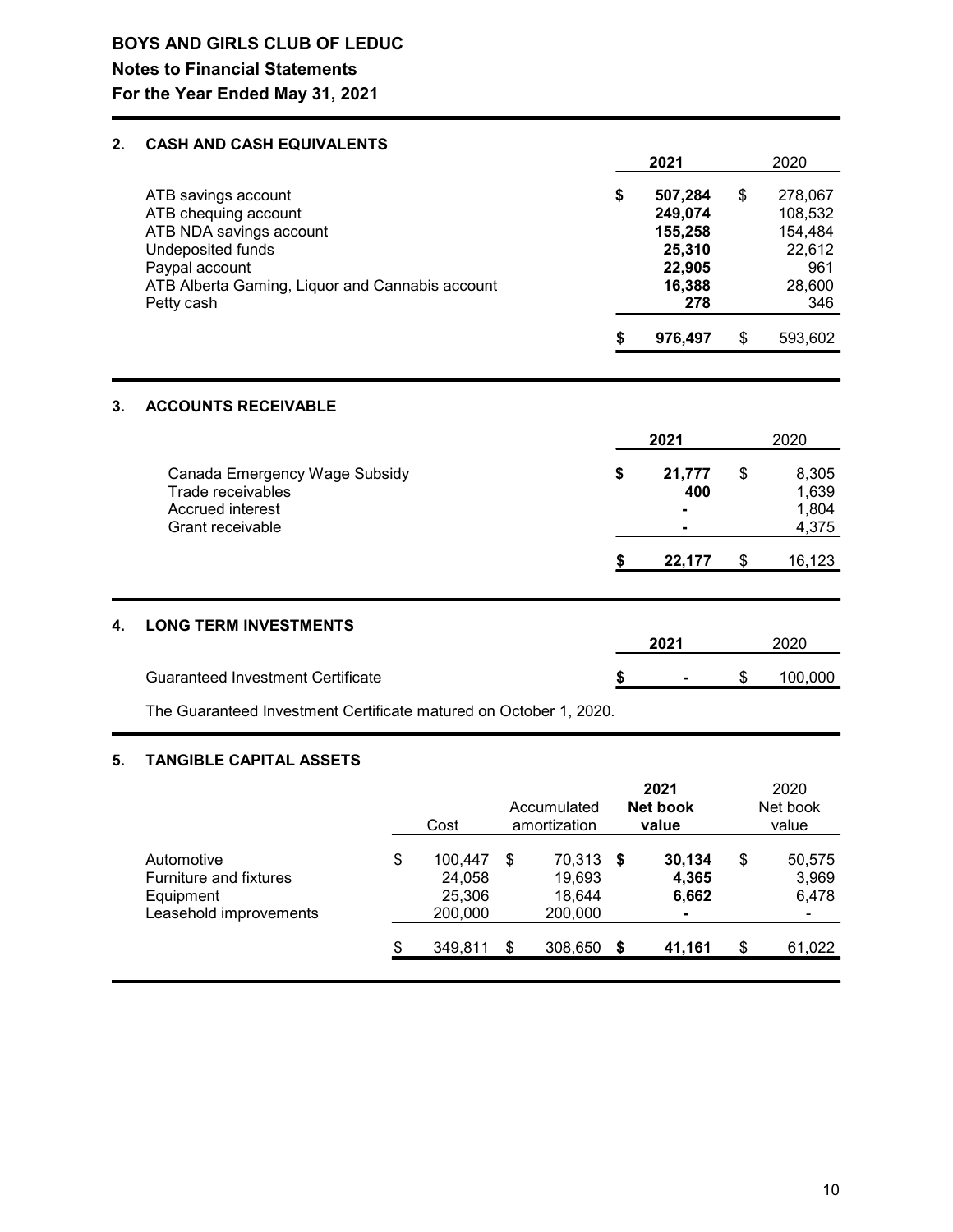**BOYS AND GIRLS CLUB OF LEDUC**

**Notes to Financial Statements**

**For the Year Ended May 31, 2021**

## 2. CASH AND CASH EQUIVALENTS

| | 2021 | 2020 |
|---|---|---|
| ATB savings account | $ 507,284 | $ 278,067 |
| ATB chequing account | 249,074 | 108,532 |
| ATB NDA savings account | 155,258 | 154,484 |
| Undeposited funds | 25,310 | 22,612 |
| Paypal account | 22,905 | 961 |
| ATB Alberta Gaming, Liquor and Cannabis account | 16,388 | 28,600 |
| Petty cash | 278 | 346 |
| | $ 976,497 | $ 593,602 |

## 3. ACCOUNTS RECEIVABLE

| | 2021 | 2020 |
|---|---|---|
| Canada Emergency Wage Subsidy | $ 21,777 | $ 8,305 |
| Trade receivables | 400 | 1,639 |
| Accrued interest | - | 1,804 |
| Grant receivable | - | 4,375 |
| | $ 22,177 | $ 16,123 |

## 4. LONG TERM INVESTMENTS

| | 2021 | 2020 |
|---|---|---|
| Guaranteed Investment Certificate | $ - | $ 100,000 |

The Guaranteed Investment Certificate matured on October 1, 2020.

## 5. TANGIBLE CAPITAL ASSETS

| | Cost | Accumulated amortization | 2021 Net book value | 2020 Net book value |
|---|---|---|---|---|
| Automotive | $ 100,447 | $ 70,313 | $ 30,134 | $ 50,575 |
| Furniture and fixtures | 24,058 | 19,693 | 4,365 | 3,969 |
| Equipment | 25,306 | 18,644 | 6,662 | 6,478 |
| Leasehold improvements | 200,000 | 200,000 | - | - |
| | $ 349,811 | $ 308,650 | $ 41,161 | $ 61,022 |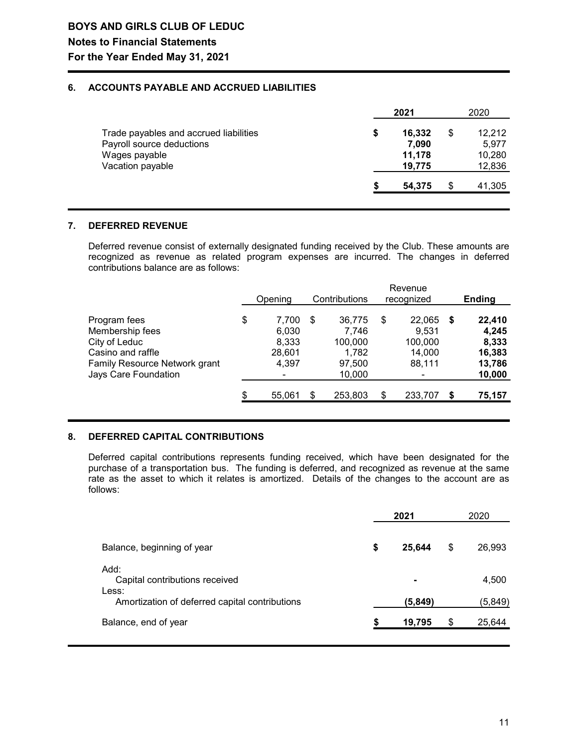**BOYS AND GIRLS CLUB OF LEDUC**
**Notes to Financial Statements**
**For the Year Ended May 31, 2021**

## 6. ACCOUNTS PAYABLE AND ACCRUED LIABILITIES

| | **2021** | 2020 |
|---|---|---|
| Trade payables and accrued liabilities | **$ 16,332** | $ 12,212 |
| Payroll source deductions | **7,090** | 5,977 |
| Wages payable | **11,178** | 10,280 |
| Vacation payable | **19,775** | 12,836 |
| | **$ 54,375** | $ 41,305 |

## 7. DEFERRED REVENUE

Deferred revenue consist of externally designated funding received by the Club. These amounts are recognized as revenue as related program expenses are incurred. The changes in deferred contributions balance are as follows:

| | Opening | Contributions | Revenue recognized | **Ending** |
|---|---|---|---|---|
| Program fees | $ 7,700 | $ 36,775 | $ 22,065 | **$ 22,410** |
| Membership fees | 6,030 | 7,746 | 9,531 | **4,245** |
| City of Leduc | 8,333 | 100,000 | 100,000 | **8,333** |
| Casino and raffle | 28,601 | 1,782 | 14,000 | **16,383** |
| Family Resource Network grant | 4,397 | 97,500 | 88,111 | **13,786** |
| Jays Care Foundation | - | 10,000 | - | **10,000** |
| | $ 55,061 | $ 253,803 | $ 233,707 | **$ 75,157** |

## 8. DEFERRED CAPITAL CONTRIBUTIONS

Deferred capital contributions represents funding received, which have been designated for the purchase of a transportation bus. The funding is deferred, and recognized as revenue at the same rate as the asset to which it relates is amortized. Details of the changes to the account are as follows:

| | **2021** | 2020 |
|---|---|---|
| Balance, beginning of year | **$ 25,644** | $ 26,993 |
| Add: | | |
| Capital contributions received | **-** | 4,500 |
| Less: | | |
| Amortization of deferred capital contributions | **(5,849)** | (5,849) |
| Balance, end of year | **$ 19,795** | $ 25,644 |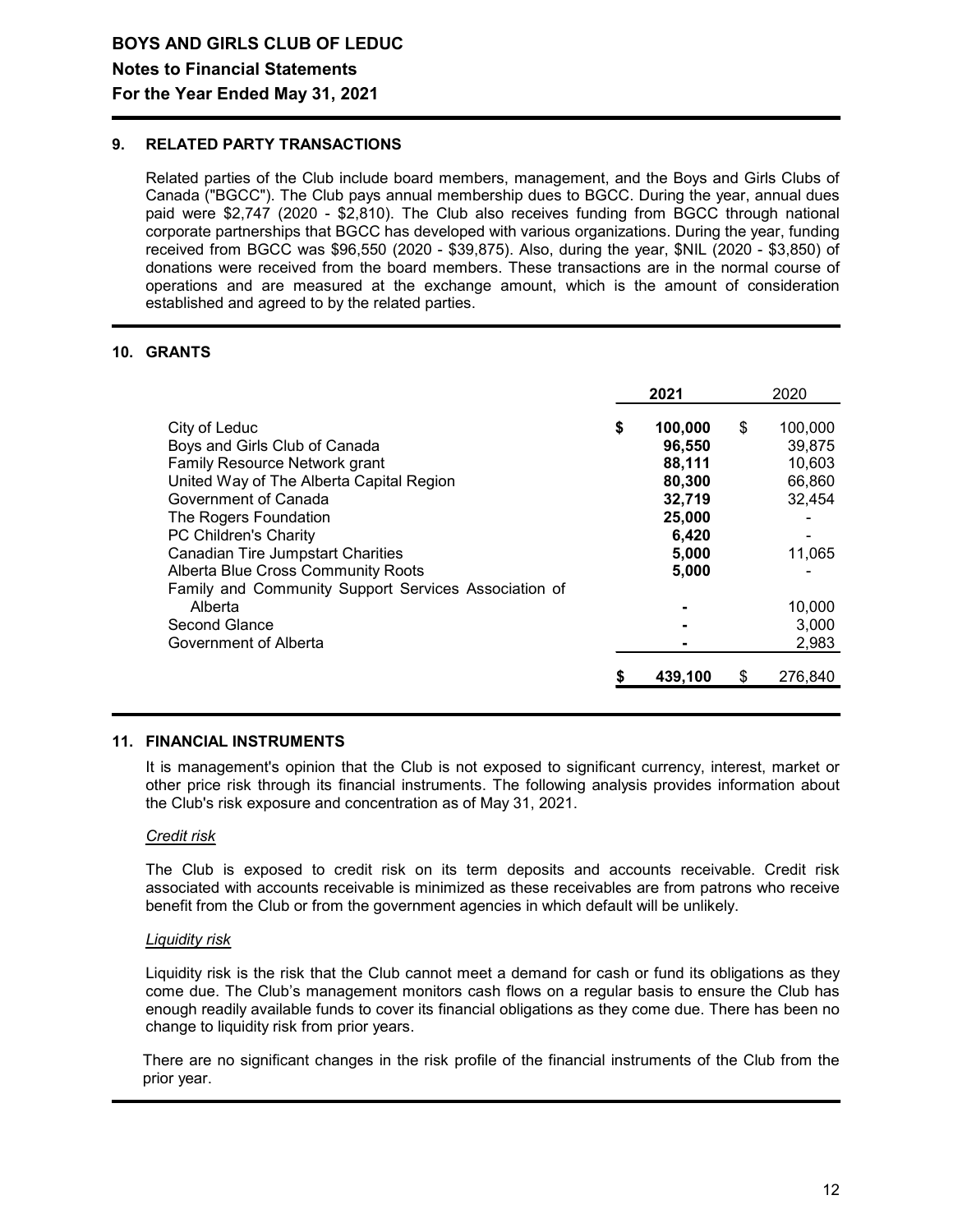## 9. RELATED PARTY TRANSACTIONS

Related parties of the Club include board members, management, and the Boys and Girls Clubs of Canada ("BGCC"). The Club pays annual membership dues to BGCC. During the year, annual dues paid were $2,747 (2020 - $2,810). The Club also receives funding from BGCC through national corporate partnerships that BGCC has developed with various organizations. During the year, funding received from BGCC was $96,550 (2020 - $39,875). Also, during the year, $NIL (2020 - $3,850) of donations were received from the board members. These transactions are in the normal course of operations and are measured at the exchange amount, which is the amount of consideration established and agreed to by the related parties.

## 10. GRANTS

| | 2021 | 2020 |
|---|---|---|
| City of Leduc | $ 100,000 | $ 100,000 |
| Boys and Girls Club of Canada | 96,550 | 39,875 |
| Family Resource Network grant | 88,111 | 10,603 |
| United Way of The Alberta Capital Region | 80,300 | 66,860 |
| Government of Canada | 32,719 | 32,454 |
| The Rogers Foundation | 25,000 | - |
| PC Children's Charity | 6,420 | - |
| Canadian Tire Jumpstart Charities | 5,000 | 11,065 |
| Alberta Blue Cross Community Roots | 5,000 | - |
| Family and Community Support Services Association of Alberta | - | 10,000 |
| Second Glance | - | 3,000 |
| Government of Alberta | - | 2,983 |
| | **$ 439,100** | $ 276,840 |

## 11. FINANCIAL INSTRUMENTS

It is management's opinion that the Club is not exposed to significant currency, interest, market or other price risk through its financial instruments. The following analysis provides information about the Club's risk exposure and concentration as of May 31, 2021.

*Credit risk*

The Club is exposed to credit risk on its term deposits and accounts receivable. Credit risk associated with accounts receivable is minimized as these receivables are from patrons who receive benefit from the Club or from the government agencies in which default will be unlikely.

*Liquidity risk*

Liquidity risk is the risk that the Club cannot meet a demand for cash or fund its obligations as they come due. The Club's management monitors cash flows on a regular basis to ensure the Club has enough readily available funds to cover its financial obligations as they come due. There has been no change to liquidity risk from prior years.

There are no significant changes in the risk profile of the financial instruments of the Club from the prior year.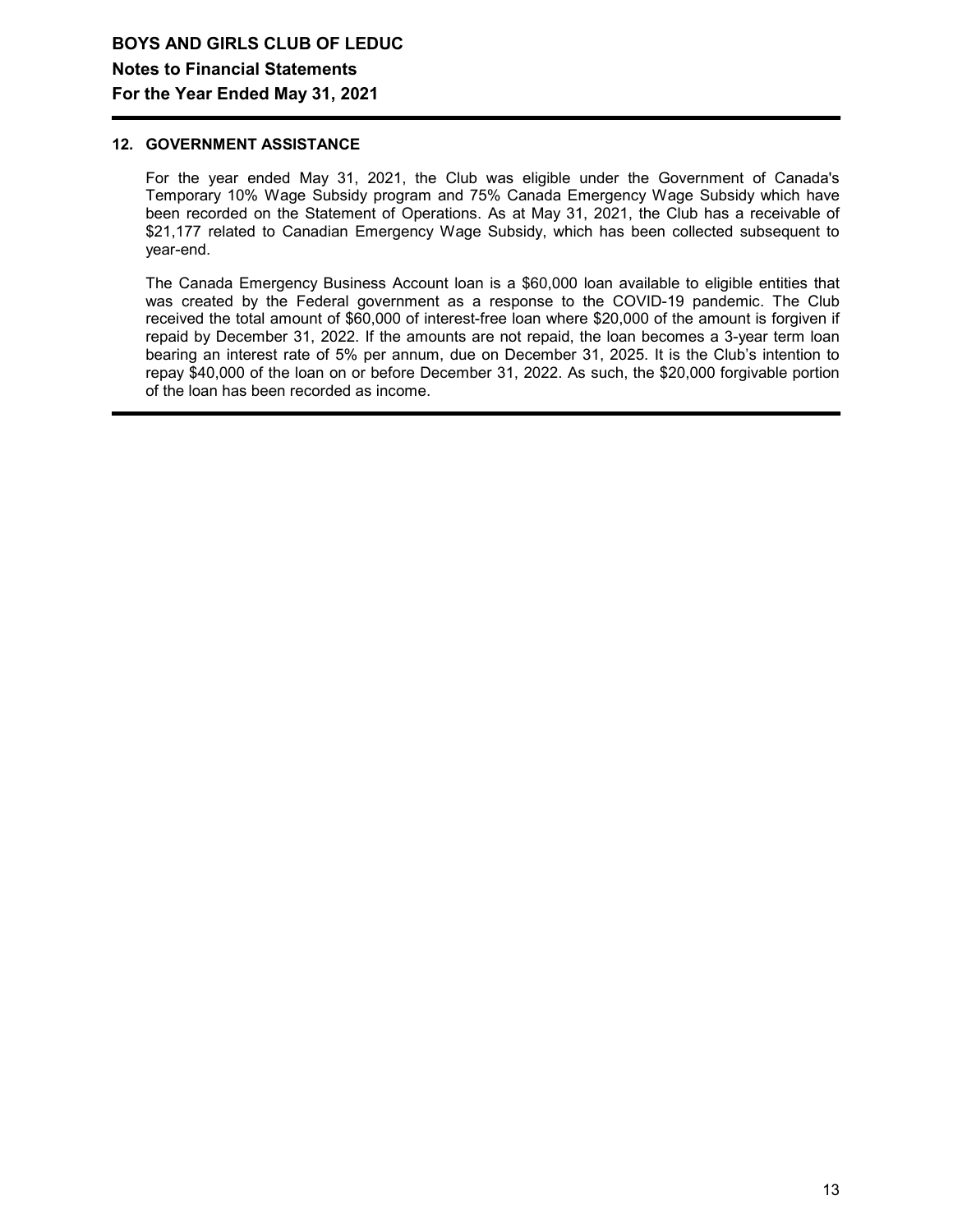## 12. GOVERNMENT ASSISTANCE

For the year ended May 31, 2021, the Club was eligible under the Government of Canada's Temporary 10% Wage Subsidy program and 75% Canada Emergency Wage Subsidy which have been recorded on the Statement of Operations. As at May 31, 2021, the Club has a receivable of $21,177 related to Canadian Emergency Wage Subsidy, which has been collected subsequent to year-end.

The Canada Emergency Business Account loan is a $60,000 loan available to eligible entities that was created by the Federal government as a response to the COVID-19 pandemic. The Club received the total amount of $60,000 of interest-free loan where $20,000 of the amount is forgiven if repaid by December 31, 2022. If the amounts are not repaid, the loan becomes a 3-year term loan bearing an interest rate of 5% per annum, due on December 31, 2025. It is the Club's intention to repay $40,000 of the loan on or before December 31, 2022. As such, the $20,000 forgivable portion of the loan has been recorded as income.